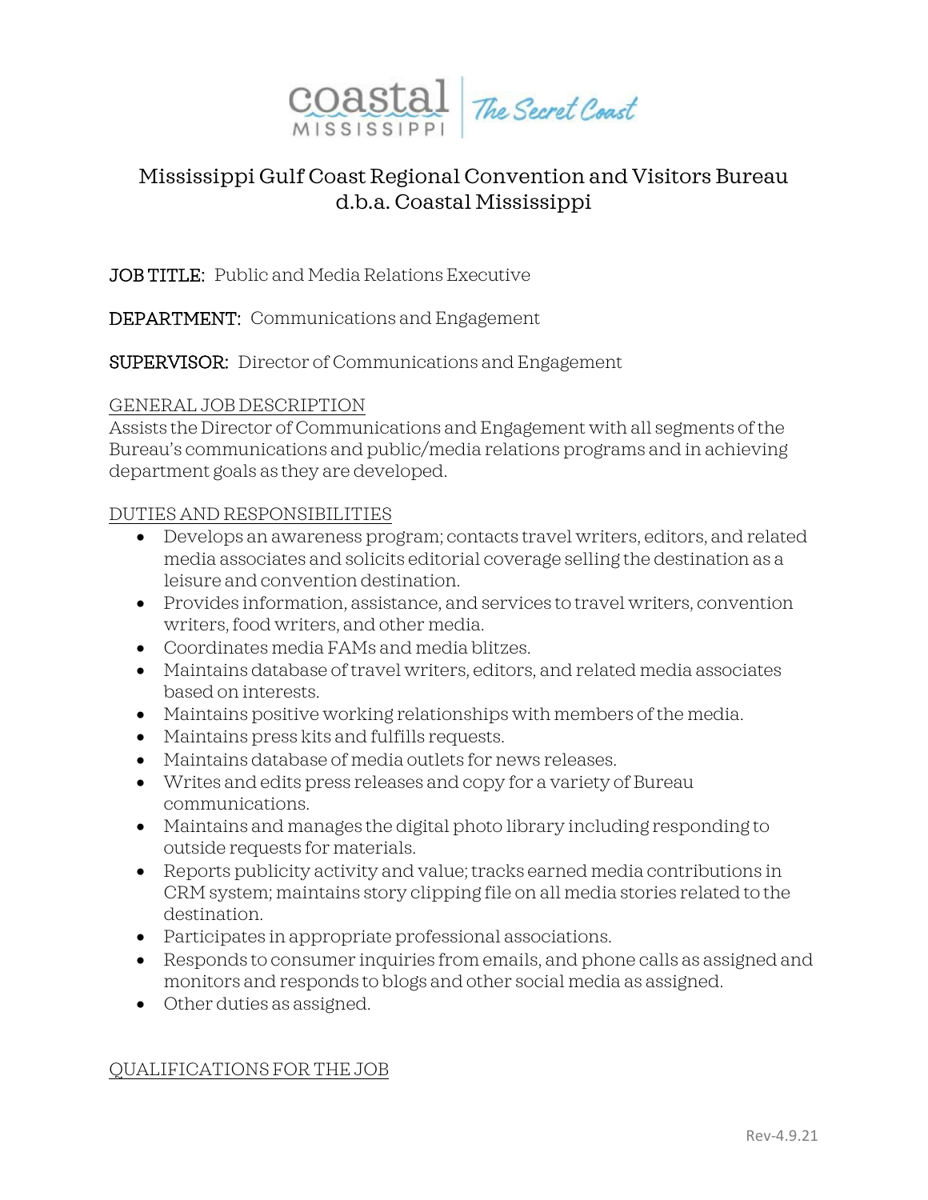# Mississippi Gulf Coast Regional Convention and Visitors Bureau d.b.a. Coastal Mississippi

**JOB TITLE:** Public and Media Relations Executive

**DEPARTMENT:** Communications and Engagement

**SUPERVISOR:** Director of Communications and Engagement

## GENERAL JOB DESCRIPTION

Assists the Director of Communications and Engagement with all segments of the Bureau's communications and public/media relations programs and in achieving department goals as they are developed.

## DUTIES AND RESPONSIBILITIES

- Develops an awareness program; contacts travel writers, editors, and related media associates and solicits editorial coverage selling the destination as a leisure and convention destination.
- Provides information, assistance, and services to travel writers, convention writers, food writers, and other media.
- Coordinates media FAMs and media blitzes.
- Maintains database of travel writers, editors, and related media associates based on interests.
- Maintains positive working relationships with members of the media.
- Maintains press kits and fulfills requests.
- Maintains database of media outlets for news releases.
- Writes and edits press releases and copy for a variety of Bureau communications.
- Maintains and manages the digital photo library including responding to outside requests for materials.
- Reports publicity activity and value; tracks earned media contributions in CRM system; maintains story clipping file on all media stories related to the destination.
- Participates in appropriate professional associations.
- Responds to consumer inquiries from emails, and phone calls as assigned and monitors and responds to blogs and other social media as assigned.
- Other duties as assigned.

## QUALIFICATIONS FOR THE JOB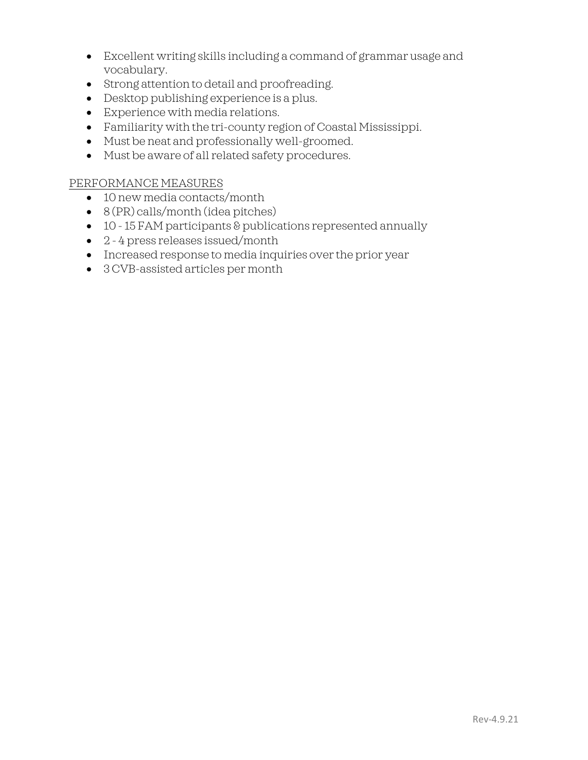- Excellent writing skills including a command of grammar usage and vocabulary.
- Strong attention to detail and proofreading.
- Desktop publishing experience is a plus.
- Experience with media relations.
- Familiarity with the tri-county region of Coastal Mississippi.
- Must be neat and professionally well-groomed.
- Must be aware of all related safety procedures.

PERFORMANCE MEASURES

- 10 new media contacts/month
- 8 (PR) calls/month (idea pitches)
- 10 - 15 FAM participants & publications represented annually
- 2 - 4 press releases issued/month
- Increased response to media inquiries over the prior year
- 3 CVB-assisted articles per month